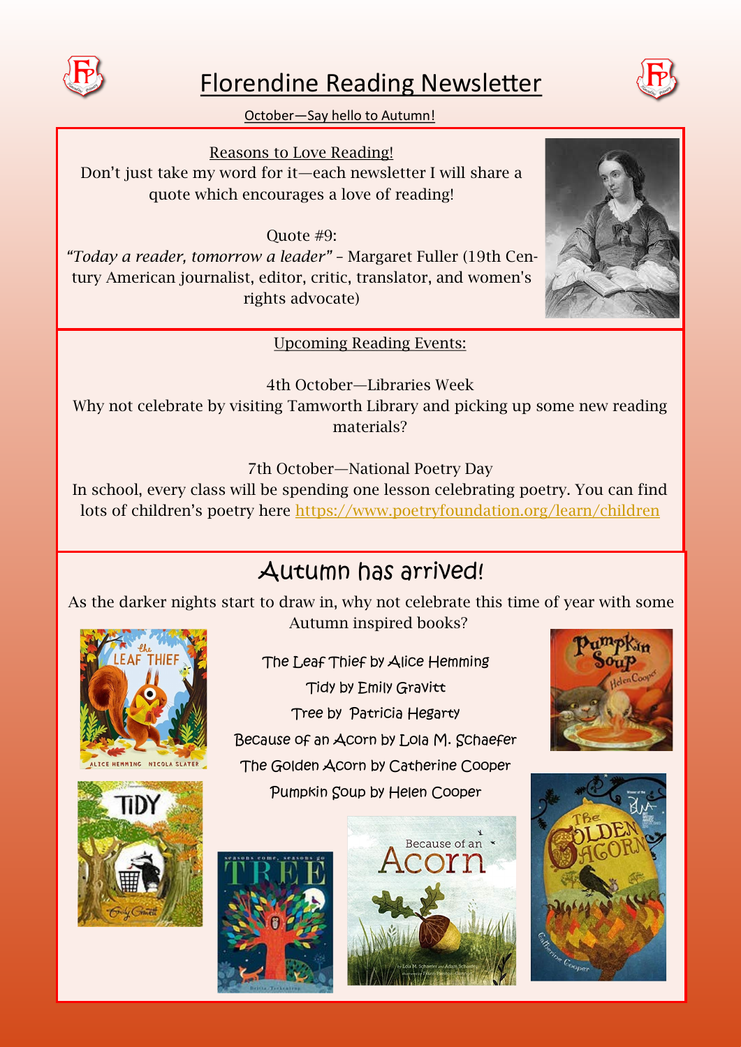# Florendine Reading Newsletter

October—Say hello to Autumn!

## Reasons to Love Reading!

Don't just take my word for it—each newsletter I will share a quote which encourages a love of reading!

Quote #9:

*"Today a reader, tomorrow a leader"* – Margaret Fuller (19th Century American journalist, editor, critic, translator, and women's rights advocate)

## Upcoming Reading Events:

4th October—Libraries Week

Why not celebrate by visiting Tamworth Library and picking up some new reading materials?

7th October—National Poetry Day

In school, every class will be spending one lesson celebrating poetry. You can find lots of children's poetry here https://www.poetryfoundation.org/learn/children

## Autumn has arrived!

As the darker nights start to draw in, why not celebrate this time of year with some Autumn inspired books?

The Leaf Thief by Alice Hemming

Tidy by Emily Gravitt

Tree by Patricia Hegarty

Because of an Acorn by Lola M. Schaefer

The Golden Acorn by Catherine Cooper

Pumpkin Soup by Helen Cooper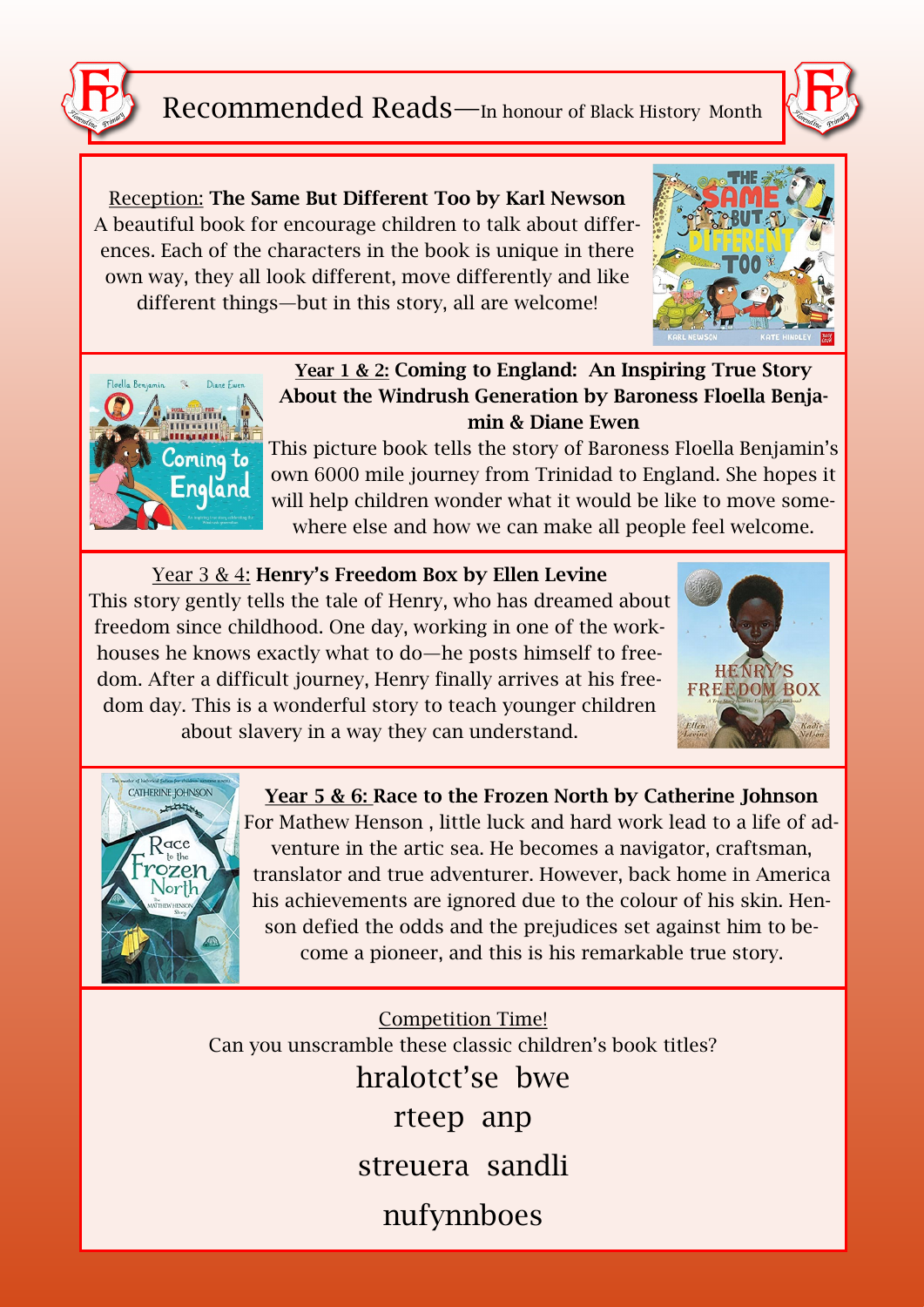# Recommended Reads—In honour of Black History Month

Reception: **The Same But Different Too by Karl Newson**

A beautiful book for encourage children to talk about differences. Each of the characters in the book is unique in there own way, they all look different, move differently and like different things—but in this story, all are welcome!

Year 1 & 2: **Coming to England: An Inspiring True Story About the Windrush Generation by Baroness Floella Benjamin & Diane Ewen**

This picture book tells the story of Baroness Floella Benjamin's own 6000 mile journey from Trinidad to England. She hopes it will help children wonder what it would be like to move somewhere else and how we can make all people feel welcome.

Year 3 & 4: **Henry's Freedom Box by Ellen Levine**

This story gently tells the tale of Henry, who has dreamed about freedom since childhood. One day, working in one of the workhouses he knows exactly what to do—he posts himself to freedom. After a difficult journey, Henry finally arrives at his freedom day. This is a wonderful story to teach younger children about slavery in a way they can understand.

**Year 5 & 6: Race to the Frozen North by Catherine Johnson**

For Mathew Henson , little luck and hard work lead to a life of adventure in the artic sea. He becomes a navigator, craftsman, translator and true adventurer. However, back home in America his achievements are ignored due to the colour of his skin. Henson defied the odds and the prejudices set against him to become a pioneer, and this is his remarkable true story.

Competition Time!

Can you unscramble these classic children's book titles?

hralotct'se bwe

rteep anp

streuera sandli

nufynnboes